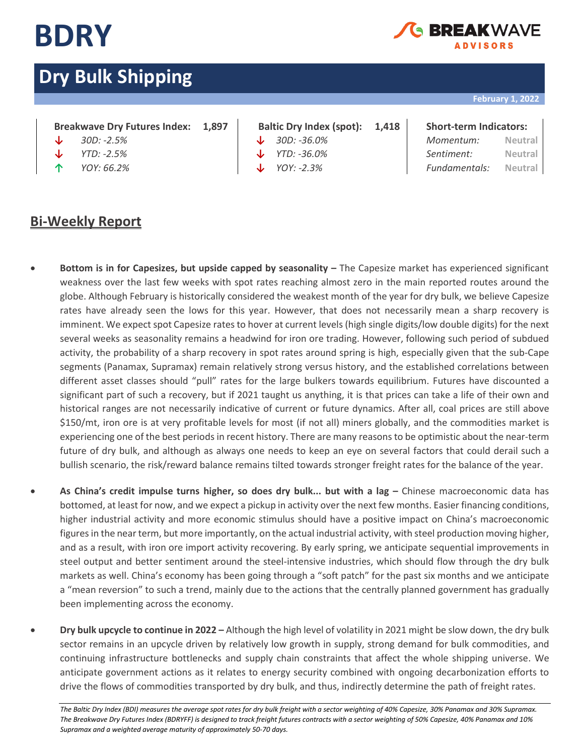# BDRY

BREAKWAVE ADVISORS

## Dry Bulk Shipping

**February 1, 2022**

| **Breakwave Dry Futures Index:** | **1,897** | **Baltic Dry Index (spot):** | **1,418** | **Short-term Indicators:** | |
|---|---|---|---|---|---|
| ↓ *30D: -2.5%* | | ↓ *30D: -36.0%* | | *Momentum:* | Neutral |
| ↓ *YTD: -2.5%* | | ↓ *YTD: -36.0%* | | *Sentiment:* | Neutral |
| ↑ *YOY: 66.2%* | | ↓ *YOY: -2.3%* | | *Fundamentals:* | Neutral |

## Bi-Weekly Report

- **Bottom is in for Capesizes, but upside capped by seasonality –** The Capesize market has experienced significant weakness over the last few weeks with spot rates reaching almost zero in the main reported routes around the globe. Although February is historically considered the weakest month of the year for dry bulk, we believe Capesize rates have already seen the lows for this year. However, that does not necessarily mean a sharp recovery is imminent. We expect spot Capesize rates to hover at current levels (high single digits/low double digits) for the next several weeks as seasonality remains a headwind for iron ore trading. However, following such period of subdued activity, the probability of a sharp recovery in spot rates around spring is high, especially given that the sub-Cape segments (Panamax, Supramax) remain relatively strong versus history, and the established correlations between different asset classes should "pull" rates for the large bulkers towards equilibrium. Futures have discounted a significant part of such a recovery, but if 2021 taught us anything, it is that prices can take a life of their own and historical ranges are not necessarily indicative of current or future dynamics. After all, coal prices are still above $150/mt, iron ore is at very profitable levels for most (if not all) miners globally, and the commodities market is experiencing one of the best periods in recent history. There are many reasons to be optimistic about the near-term future of dry bulk, and although as always one needs to keep an eye on several factors that could derail such a bullish scenario, the risk/reward balance remains tilted towards stronger freight rates for the balance of the year.

- **As China's credit impulse turns higher, so does dry bulk... but with a lag –** Chinese macroeconomic data has bottomed, at least for now, and we expect a pickup in activity over the next few months. Easier financing conditions, higher industrial activity and more economic stimulus should have a positive impact on China's macroeconomic figures in the near term, but more importantly, on the actual industrial activity, with steel production moving higher, and as a result, with iron ore import activity recovering. By early spring, we anticipate sequential improvements in steel output and better sentiment around the steel-intensive industries, which should flow through the dry bulk markets as well. China's economy has been going through a "soft patch" for the past six months and we anticipate a "mean reversion" to such a trend, mainly due to the actions that the centrally planned government has gradually been implementing across the economy.

- **Dry bulk upcycle to continue in 2022 –** Although the high level of volatility in 2021 might be slow down, the dry bulk sector remains in an upcycle driven by relatively low growth in supply, strong demand for bulk commodities, and continuing infrastructure bottlenecks and supply chain constraints that affect the whole shipping universe. We anticipate government actions as it relates to energy security combined with ongoing decarbonization efforts to drive the flows of commodities transported by dry bulk, and thus, indirectly determine the path of freight rates.

*The Baltic Dry Index (BDI) measures the average spot rates for dry bulk freight with a sector weighting of 40% Capesize, 30% Panamax and 30% Supramax. The Breakwave Dry Futures Index (BDRYFF) is designed to track freight futures contracts with a sector weighting of 50% Capesize, 40% Panamax and 10% Supramax and a weighted average maturity of approximately 50-70 days.*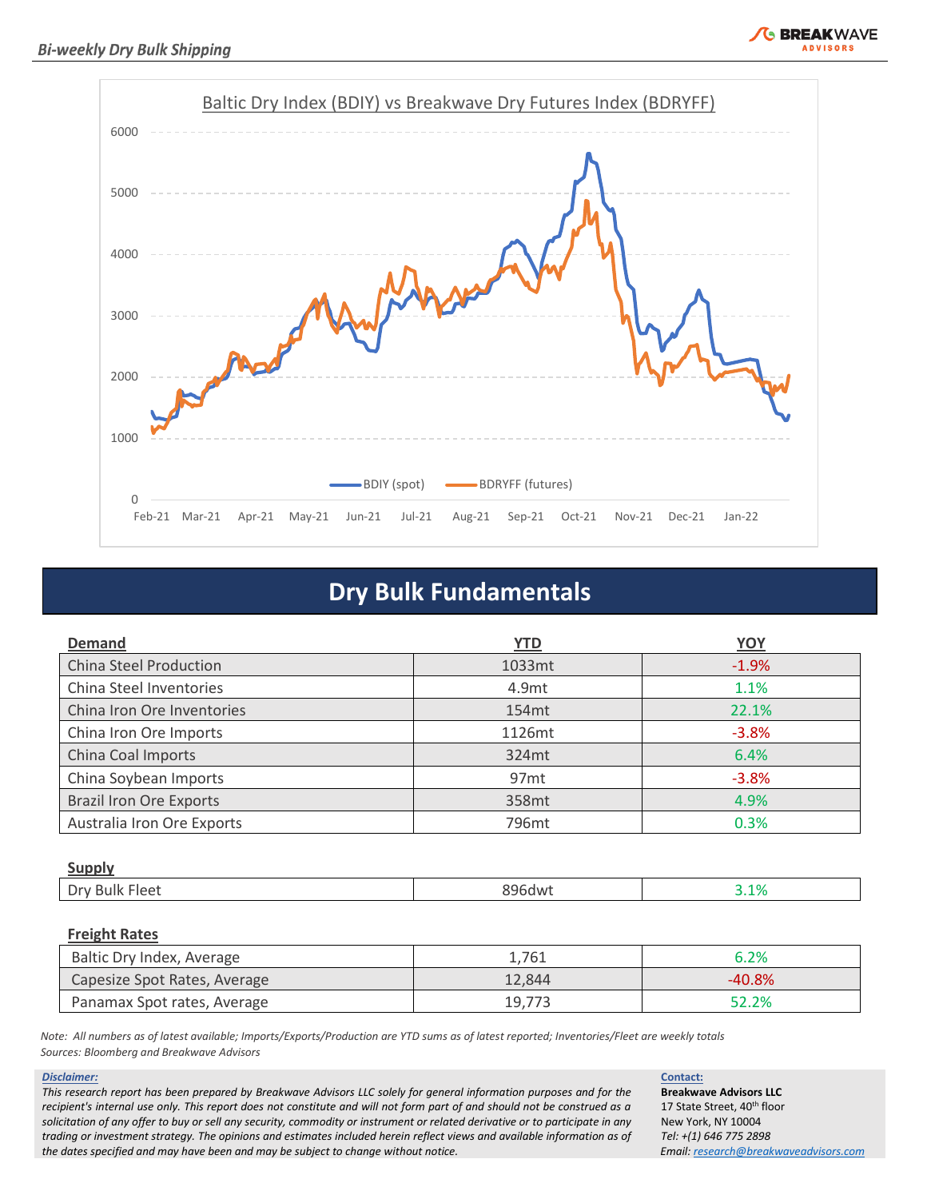Baltic Dry Index (BDIY) vs Breakwave Dry Futures Index (BDRYFF)

6000
5000
4000
3000
2000
1000
0

Feb-21 Mar-21 Apr-21 May-21 Jun-21 Jul-21 Aug-21 Sep-21 Oct-21 Nov-21 Dec-21 Jan-22

BDIY (spot) BDRYFF (futures)

# Dry Bulk Fundamentals

| Demand | YTD | YOY |
|---|---|---|
| China Steel Production | 1033mt | -1.9% |
| China Steel Inventories | 4.9mt | 1.1% |
| China Iron Ore Inventories | 154mt | 22.1% |
| China Iron Ore Imports | 1126mt | -3.8% |
| China Coal Imports | 324mt | 6.4% |
| China Soybean Imports | 97mt | -3.8% |
| Brazil Iron Ore Exports | 358mt | 4.9% |
| Australia Iron Ore Exports | 796mt | 0.3% |

**Supply**

| | | |
|---|---|---|
| Dry Bulk Fleet | 896dwt | 3.1% |

**Freight Rates**

| | | |
|---|---|---|
| Baltic Dry Index, Average | 1,761 | 6.2% |
| Capesize Spot Rates, Average | 12,844 | -40.8% |
| Panamax Spot rates, Average | 19,773 | 52.2% |

*Note: All numbers as of latest available; Imports/Exports/Production are YTD sums as of latest reported; Inventories/Fleet are weekly totals*
*Sources: Bloomberg and Breakwave Advisors*

**Disclaimer:**
*This research report has been prepared by Breakwave Advisors LLC solely for general information purposes and for the recipient's internal use only. This report does not constitute and will not form part of and should not be construed as a solicitation of any offer to buy or sell any security, commodity or instrument or related derivative or to participate in any trading or investment strategy. The opinions and estimates included herein reflect views and available information as of the dates specified and may have been and may be subject to change without notice.*

**Contact:**
**Breakwave Advisors LLC**
17 State Street, 40th floor
New York, NY 10004
*Tel: +(1) 646 775 2898*
*Email: research@breakwaveadvisors.com*